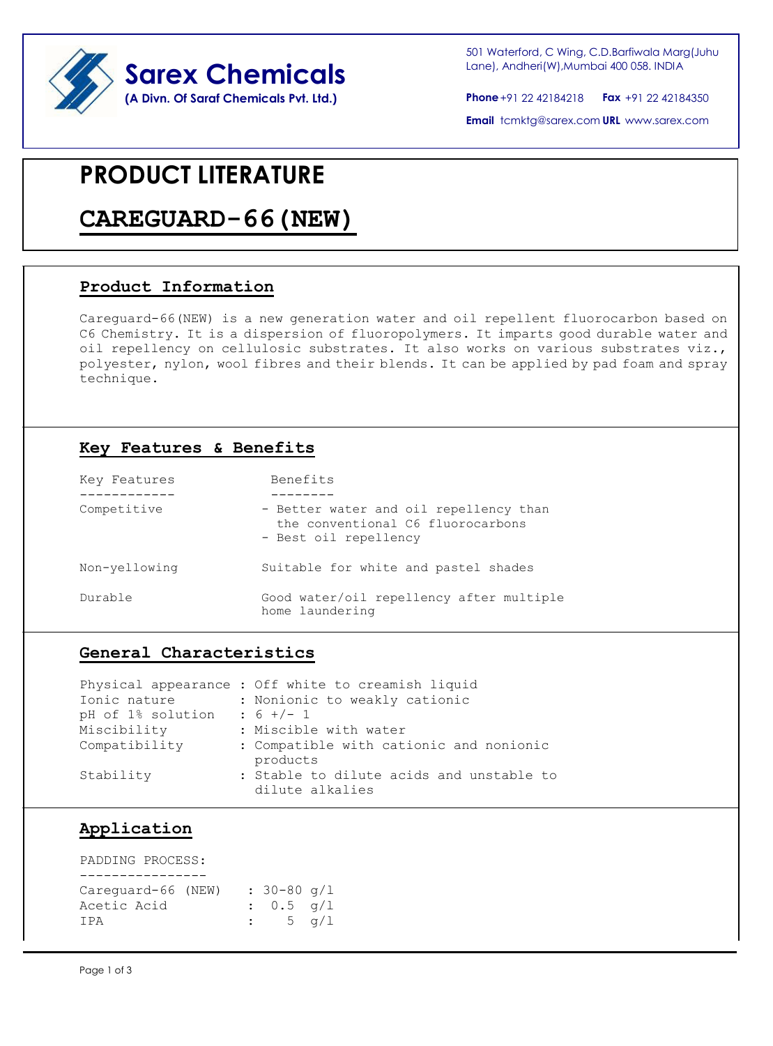**Sarex Chemicals**
**(A Divn. Of Saraf Chemicals Pvt. Ltd.)**

501 Waterford, C Wing, C.D.Barfiwala Marg(Juhu Lane), Andheri(W),Mumbai 400 058. INDIA

**Phone** +91 22 42184218 **Fax** +91 22 42184350

**Email** tcmktg@sarex.com **URL** www.sarex.com

# PRODUCT LITERATURE

# CAREGUARD-66(NEW)

## Product Information

Careguard-66(NEW) is a new generation water and oil repellent fluorocarbon based on C6 Chemistry. It is a dispersion of fluoropolymers. It imparts good durable water and oil repellency on cellulosic substrates. It also works on various substrates viz., polyester, nylon, wool fibres and their blends. It can be applied by pad foam and spray technique.

## Key Features & Benefits

| Key Features | Benefits |
|---|---|
| Competitive | - Better water and oil repellency than the conventional C6 fluorocarbons<br>- Best oil repellency |
| Non-yellowing | Suitable for white and pastel shades |
| Durable | Good water/oil repellency after multiple home laundering |

## General Characteristics

| | |
|---|---|
| Physical appearance | Off white to creamish liquid |
| Ionic nature | Nonionic to weakly cationic |
| pH of 1% solution | 6 +/- 1 |
| Miscibility | Miscible with water |
| Compatibility | Compatible with cationic and nonionic products |
| Stability | Stable to dilute acids and unstable to dilute alkalies |

## Application

PADDING PROCESS:

| | |
|---|---|
| Careguard-66 (NEW) | 30-80 g/l |
| Acetic Acid | 0.5 g/l |
| IPA | 5 g/l |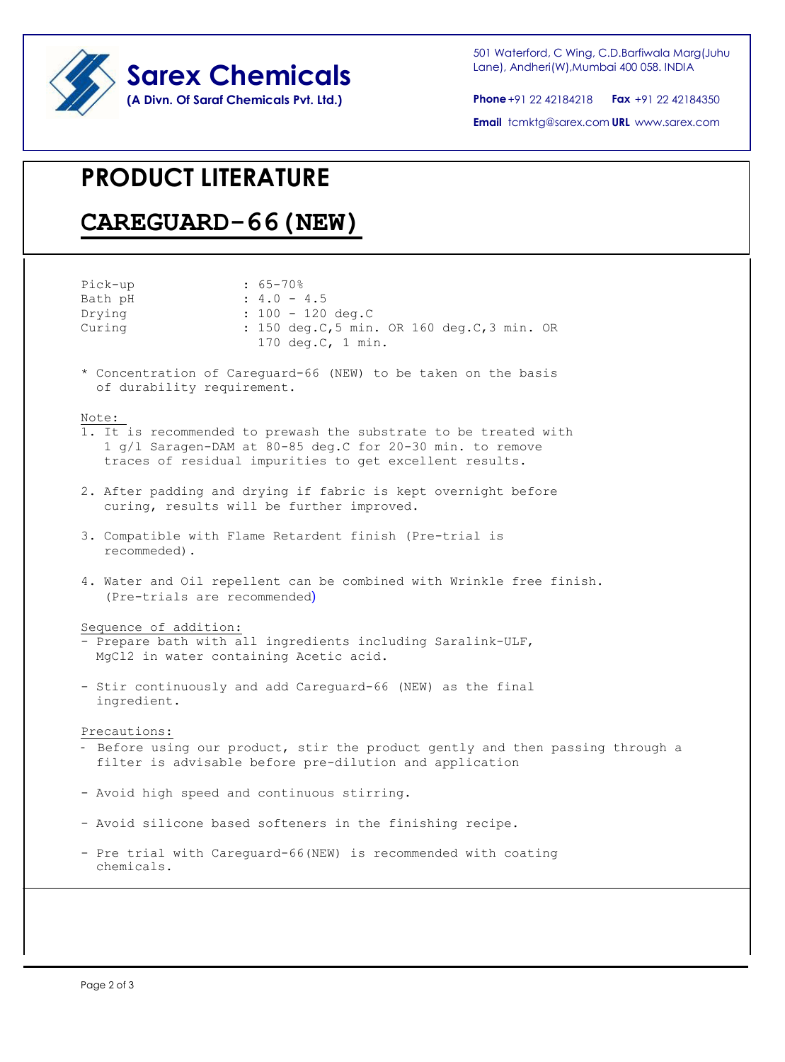Sarex Chemicals
(A Divn. Of Saraf Chemicals Pvt. Ltd.)

501 Waterford, C Wing, C.D.Barfiwala Marg(Juhu Lane), Andheri(W),Mumbai 400 058. INDIA

**Phone** +91 22 42184218 **Fax** +91 22 42184350

**Email** tcmktg@sarex.com **URL** www.sarex.com

# PRODUCT LITERATURE

## CAREGUARD-66(NEW)

| | |
|---|---|
| Pick-up | : 65-70% |
| Bath pH | : 4.0 - 4.5 |
| Drying | : 100 - 120 deg.C |
| Curing | : 150 deg.C,5 min. OR 160 deg.C,3 min. OR 170 deg.C, 1 min. |

* Concentration of Careguard-66 (NEW) to be taken on the basis of durability requirement.

Note:

1. It is recommended to prewash the substrate to be treated with 1 g/l Saragen-DAM at 80-85 deg.C for 20-30 min. to remove traces of residual impurities to get excellent results.

2. After padding and drying if fabric is kept overnight before curing, results will be further improved.

3. Compatible with Flame Retardent finish (Pre-trial is recommended).

4. Water and Oil repellent can be combined with Wrinkle free finish. (Pre-trials are recommended)

Sequence of addition:

- Prepare bath with all ingredients including Saralink-ULF, $MgCl_2$ in water containing Acetic acid.

- Stir continuously and add Careguard-66 (NEW) as the final ingredient.

Precautions:

- Before using our product, stir the product gently and then passing through a filter is advisable before pre-dilution and application

- Avoid high speed and continuous stirring.

- Avoid silicone based softeners in the finishing recipe.

- Pre trial with Careguard-66(NEW) is recommended with coating chemicals.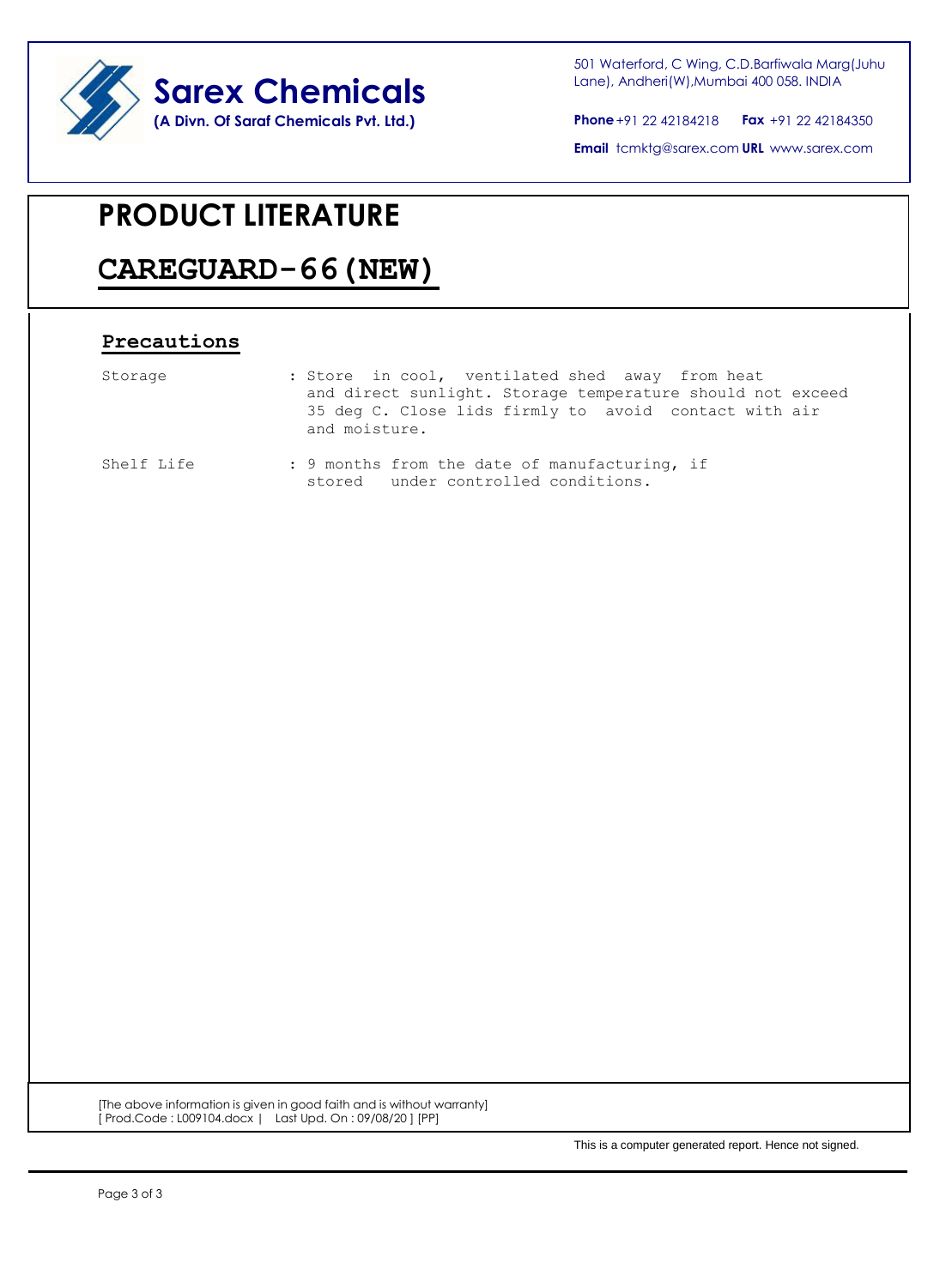**Sarex Chemicals**
**(A Divn. Of Saraf Chemicals Pvt. Ltd.)**

501 Waterford, C Wing, C.D.Barfiwala Marg(Juhu Lane), Andheri(W),Mumbai 400 058. INDIA

**Phone** +91 22 42184218 **Fax** +91 22 42184350

**Email** tcmktg@sarex.com **URL** www.sarex.com

# PRODUCT LITERATURE

# CAREGUARD-66(NEW)

## Precautions

| | |
|---|---|
| Storage | : Store in cool, ventilated shed away from heat and direct sunlight. Storage temperature should not exceed 35 deg C. Close lids firmly to avoid contact with air and moisture. |
| Shelf Life | : 9 months from the date of manufacturing, if stored under controlled conditions. |

[The above information is given in good faith and is without warranty]
[ Prod.Code : L009104.docx | Last Upd. On : 09/08/20 ] [PP]

This is a computer generated report. Hence not signed.